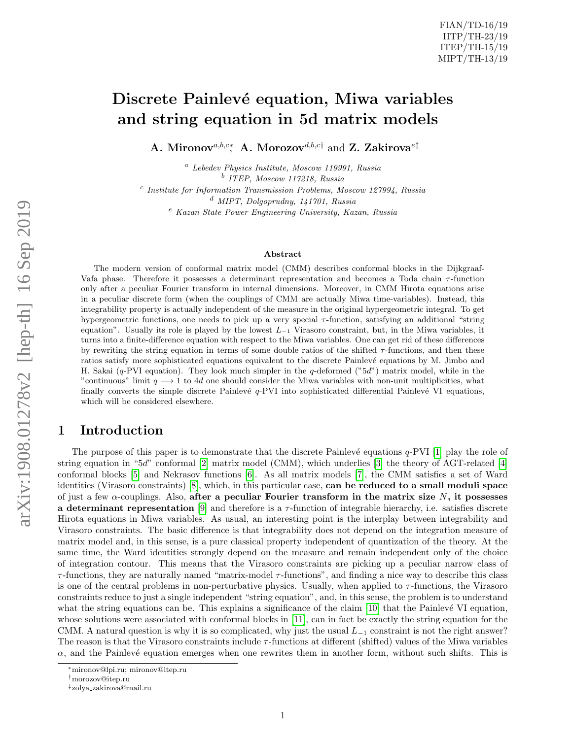FIAN/TD-16/19
IITP/TH-23/19
ITEP/TH-15/19
MIPT/TH-13/19

# Discrete Painlevé equation, Miwa variables and string equation in 5d matrix models

**A. Mironov**[a,b,c*], **A. Morozov**[d,b,c†] and **Z. Zakirova**[e‡]

[a] *Lebedev Physics Institute, Moscow 119991, Russia*
[b] *ITEP, Moscow 117218, Russia*
[c] *Institute for Information Transmission Problems, Moscow 127994, Russia*
[d] *MIPT, Dolgoprudny, 141701, Russia*
[e] *Kazan State Power Engineering University, Kazan, Russia*

## Abstract

The modern version of conformal matrix model (CMM) describes conformal blocks in the Dijkgraaf-Vafa phase. Therefore it possesses a determinant representation and becomes a Toda chain $\tau$-function only after a peculiar Fourier transform in internal dimensions. Moreover, in CMM Hirota equations arise in a peculiar discrete form (when the couplings of CMM are actually Miwa time-variables). Instead, this integrability property is actually independent of the measure in the original hypergeometric integral. To get hypergeometric functions, one needs to pick up a very special $\tau$-function, satisfying an additional "string equation". Usually its role is played by the lowest $L_{-1}$ Virasoro constraint, but, in the Miwa variables, it turns into a finite-difference equation with respect to the Miwa variables. One can get rid of these differences by rewriting the string equation in terms of some double ratios of the shifted $\tau$-functions, and then these ratios satisfy more sophisticated equations equivalent to the discrete Painlevé equations by M. Jimbo and H. Sakai ($q$-PVI equation). They look much simpler in the $q$-deformed ("$5d$") matrix model, while in the "continuous" limit $q \longrightarrow 1$ to $4d$ one should consider the Miwa variables with non-unit multiplicities, what finally converts the simple discrete Painlevé $q$-PVI into sophisticated differential Painlevé VI equations, which will be considered elsewhere.

## 1 Introduction

The purpose of this paper is to demonstrate that the discrete Painlevé equations $q$-PVI [1] play the role of string equation in "$5d$" conformal [2] matrix model (CMM), which underlies [3] the theory of AGT-related [4] conformal blocks [5] and Nekrasov functions [6]. As all matrix models [7], the CMM satisfies a set of Ward identities (Virasoro constraints) [8], which, in this particular case, **can be reduced to a small moduli space** of just a few $\alpha$-couplings. Also, **after a peculiar Fourier transform in the matrix size $N$, it possesses a determinant representation** [9] and therefore is a $\tau$-function of integrable hierarchy, i.e. satisfies discrete Hirota equations in Miwa variables. As usual, an interesting point is the interplay between integrability and Virasoro constraints. The basic difference is that integrability does not depend on the integration measure of matrix model and, in this sense, is a pure classical property independent of quantization of the theory. At the same time, the Ward identities strongly depend on the measure and remain independent only of the choice of integration contour. This means that the Virasoro constraints are picking up a peculiar narrow class of $\tau$-functions, they are naturally named "matrix-model $\tau$-functions", and finding a nice way to describe this class is one of the central problems in non-perturbative physics. Usually, when applied to $\tau$-functions, the Virasoro constraints reduce to just a single independent "string equation", and, in this sense, the problem is to understand what the string equations can be. This explains a significance of the claim [10] that the Painlevé VI equation, whose solutions were associated with conformal blocks in [11], can in fact be exactly the string equation for the CMM. A natural question is why it is so complicated, why just the usual $L_{-1}$ constraint is not the right answer? The reason is that the Virasoro constraints include $\tau$-functions at different (shifted) values of the Miwa variables $\alpha$, and the Painlevé equation emerges when one rewrites them in another form, without such shifts. This is

---

*mironov@lpi.ru; mironov@itep.ru

†morozov@itep.ru

‡zolya_zakirova@mail.ru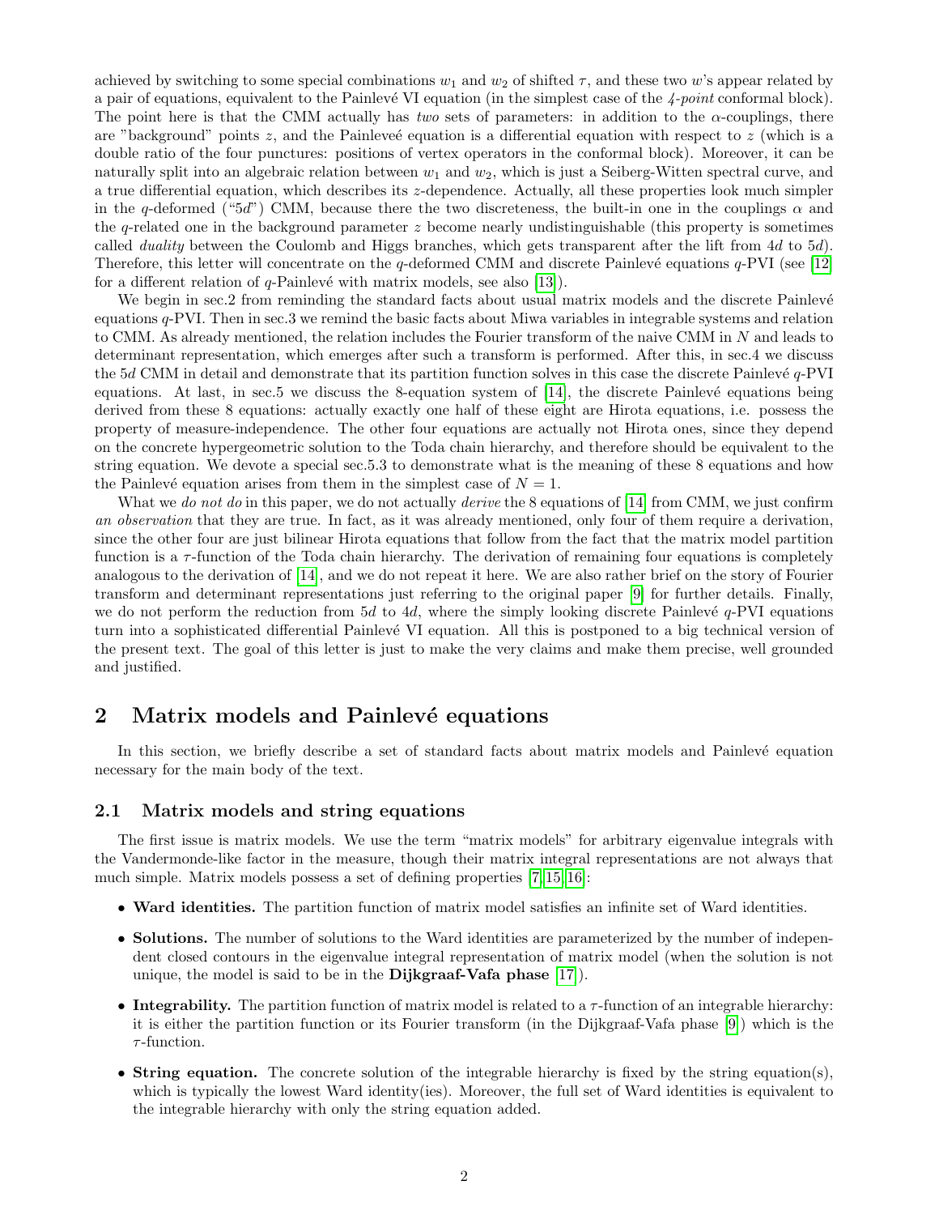achieved by switching to some special combinations $w_1$ and $w_2$ of shifted $\tau$, and these two $w$'s appear related by a pair of equations, equivalent to the Painlevé VI equation (in the simplest case of the *4-point* conformal block). The point here is that the CMM actually has *two* sets of parameters: in addition to the $\alpha$-couplings, there are "background" points $z$, and the Painleveé equation is a differential equation with respect to $z$ (which is a double ratio of the four punctures: positions of vertex operators in the conformal block). Moreover, it can be naturally split into an algebraic relation between $w_1$ and $w_2$, which is just a Seiberg-Witten spectral curve, and a true differential equation, which describes its $z$-dependence. Actually, all these properties look much simpler in the $q$-deformed ("$5d$") CMM, because there the two discreteness, the built-in one in the couplings $\alpha$ and the $q$-related one in the background parameter $z$ become nearly undistinguishable (this property is sometimes called *duality* between the Coulomb and Higgs branches, which gets transparent after the lift from $4d$ to $5d$). Therefore, this letter will concentrate on the $q$-deformed CMM and discrete Painlevé equations $q$-PVI (see [12] for a different relation of $q$-Painlevé with matrix models, see also [13]).

We begin in sec.2 from reminding the standard facts about usual matrix models and the discrete Painlevé equations $q$-PVI. Then in sec.3 we remind the basic facts about Miwa variables in integrable systems and relation to CMM. As already mentioned, the relation includes the Fourier transform of the naive CMM in $N$ and leads to determinant representation, which emerges after such a transform is performed. After this, in sec.4 we discuss the $5d$ CMM in detail and demonstrate that its partition function solves in this case the discrete Painlevé $q$-PVI equations. At last, in sec.5 we discuss the 8-equation system of [14], the discrete Painlevé equations being derived from these 8 equations: actually exactly one half of these eight are Hirota equations, i.e. possess the property of measure-independence. The other four equations are actually not Hirota ones, since they depend on the concrete hypergeometric solution to the Toda chain hierarchy, and therefore should be equivalent to the string equation. We devote a special sec.5.3 to demonstrate what is the meaning of these 8 equations and how the Painlevé equation arises from them in the simplest case of $N = 1$.

What we *do not do* in this paper, we do not actually *derive* the 8 equations of [14] from CMM, we just confirm *an observation* that they are true. In fact, as it was already mentioned, only four of them require a derivation, since the other four are just bilinear Hirota equations that follow from the fact that the matrix model partition function is a $\tau$-function of the Toda chain hierarchy. The derivation of remaining four equations is completely analogous to the derivation of [14], and we do not repeat it here. We are also rather brief on the story of Fourier transform and determinant representations just referring to the original paper [9] for further details. Finally, we do not perform the reduction from $5d$ to $4d$, where the simply looking discrete Painlevé $q$-PVI equations turn into a sophisticated differential Painlevé VI equation. All this is postponed to a big technical version of the present text. The goal of this letter is just to make the very claims and make them precise, well grounded and justified.

## 2 Matrix models and Painlevé equations

In this section, we briefly describe a set of standard facts about matrix models and Painlevé equation necessary for the main body of the text.

### 2.1 Matrix models and string equations

The first issue is matrix models. We use the term "matrix models" for arbitrary eigenvalue integrals with the Vandermonde-like factor in the measure, though their matrix integral representations are not always that much simple. Matrix models possess a set of defining properties [7, 15, 16]:

- **Ward identities.** The partition function of matrix model satisfies an infinite set of Ward identities.
- **Solutions.** The number of solutions to the Ward identities are parameterized by the number of independent closed contours in the eigenvalue integral representation of matrix model (when the solution is not unique, the model is said to be in the **Dijkgraaf-Vafa phase** [17]).
- **Integrability.** The partition function of matrix model is related to a $\tau$-function of an integrable hierarchy: it is either the partition function or its Fourier transform (in the Dijkgraaf-Vafa phase [9]) which is the $\tau$-function.
- **String equation.** The concrete solution of the integrable hierarchy is fixed by the string equation(s), which is typically the lowest Ward identity(ies). Moreover, the full set of Ward identities is equivalent to the integrable hierarchy with only the string equation added.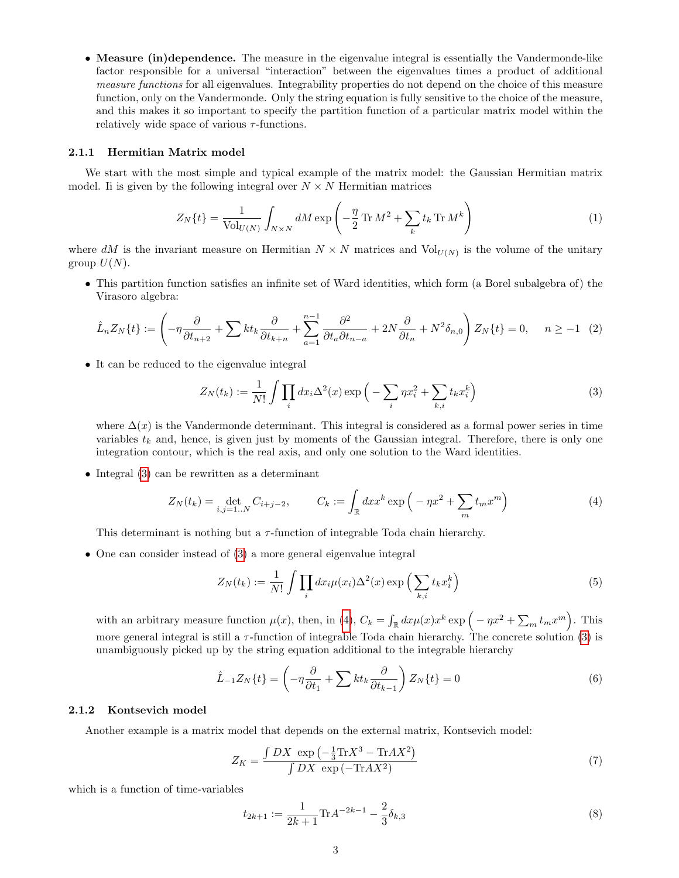- **Measure (in)dependence.** The measure in the eigenvalue integral is essentially the Vandermonde-like factor responsible for a universal "interaction" between the eigenvalues times a product of additional *measure functions* for all eigenvalues. Integrability properties do not depend on the choice of this measure function, only on the Vandermonde. Only the string equation is fully sensitive to the choice of the measure, and this makes it so important to specify the partition function of a particular matrix model within the relatively wide space of various $\tau$-functions.

### 2.1.1 Hermitian Matrix model

We start with the most simple and typical example of the matrix model: the Gaussian Hermitian matrix model. Ii is given by the following integral over $N \times N$ Hermitian matrices

$$Z_N\{t\} = \frac{1}{\mathrm{Vol}_{U(N)}} \int_{N\times N} dM \exp\left(-\frac{\eta}{2}\operatorname{Tr} M^2 + \sum_k t_k \operatorname{Tr} M^k\right) \tag{1}$$

where $dM$ is the invariant measure on Hermitian $N \times N$ matrices and $\mathrm{Vol}_{U(N)}$ is the volume of the unitary group $U(N)$.

- This partition function satisfies an infinite set of Ward identities, which form (a Borel subalgebra of) the Virasoro algebra:

$$\hat{L}_n Z_N\{t\} := \left(-\eta\frac{\partial}{\partial t_{n+2}} + \sum k t_k \frac{\partial}{\partial t_{k+n}} + \sum_{a=1}^{n-1}\frac{\partial^2}{\partial t_a \partial t_{n-a}} + 2N\frac{\partial}{\partial t_n} + N^2\delta_{n,0}\right) Z_N\{t\} = 0, \qquad n \geq -1 \tag{2}$$

- It can be reduced to the eigenvalue integral

$$Z_N(t_k) := \frac{1}{N!}\int \prod_i dx_i \Delta^2(x) \exp\Big(-\sum_i \eta x_i^2 + \sum_{k,i} t_k x_i^k\Big) \tag{3}$$

  where $\Delta(x)$ is the Vandermonde determinant. This integral is considered as a formal power series in time variables $t_k$ and, hence, is given just by moments of the Gaussian integral. Therefore, there is only one integration contour, which is the real axis, and only one solution to the Ward identities.

- Integral (3) can be rewritten as a determinant

$$Z_N(t_k) = \det_{i,j=1..N} C_{i+j-2}, \qquad C_k := \int_{\mathbb{R}} dx x^k \exp\Big(-\eta x^2 + \sum_m t_m x^m\Big) \tag{4}$$

  This determinant is nothing but a $\tau$-function of integrable Toda chain hierarchy.

- One can consider instead of (3) a more general eigenvalue integral

$$Z_N(t_k) := \frac{1}{N!}\int \prod_i dx_i \mu(x_i) \Delta^2(x) \exp\Big(\sum_{k,i} t_k x_i^k\Big) \tag{5}$$

  with an arbitrary measure function $\mu(x)$, then, in (4), $C_k = \int_{\mathbb{R}} dx \mu(x) x^k \exp\Big(-\eta x^2 + \sum_m t_m x^m\Big)$. This more general integral is still a $\tau$-function of integrable Toda chain hierarchy. The concrete solution (3) is unambiguously picked up by the string equation additional to the integrable hierarchy

$$\hat{L}_{-1} Z_N\{t\} = \left(-\eta\frac{\partial}{\partial t_1} + \sum k t_k \frac{\partial}{\partial t_{k-1}}\right) Z_N\{t\} = 0 \tag{6}$$

### 2.1.2 Kontsevich model

Another example is a matrix model that depends on the external matrix, Kontsevich model:

$$Z_K = \frac{\int DX\ \exp\left(-\frac{1}{3}\mathrm{Tr}X^3 - \mathrm{Tr}AX^2\right)}{\int DX\ \exp\left(-\mathrm{Tr}AX^2\right)} \tag{7}$$

which is a function of time-variables

$$t_{2k+1} := \frac{1}{2k+1}\mathrm{Tr}A^{-2k-1} - \frac{2}{3}\delta_{k,3} \tag{8}$$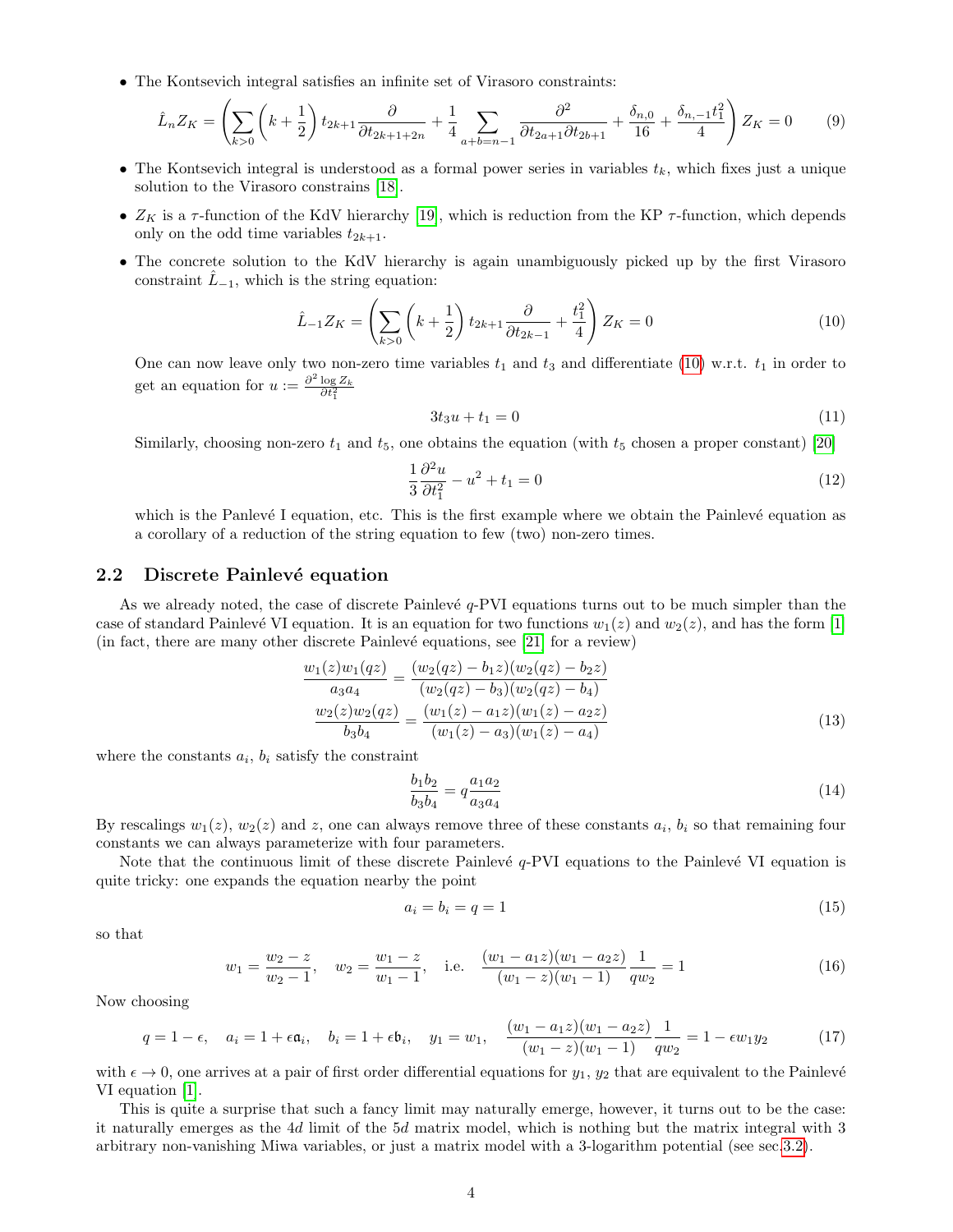- The Kontsevich integral satisfies an infinite set of Virasoro constraints:

$$\hat{L}_n Z_K = \left( \sum_{k>0} \left(k+\frac{1}{2}\right) t_{2k+1} \frac{\partial}{\partial t_{2k+1+2n}} + \frac{1}{4} \sum_{a+b=n-1} \frac{\partial^2}{\partial t_{2a+1} \partial t_{2b+1}} + \frac{\delta_{n,0}}{16} + \frac{\delta_{n,-1} t_1^2}{4} \right) Z_K = 0 \tag{9}$$

- The Kontsevich integral is understood as a formal power series in variables $t_k$, which fixes just a unique solution to the Virasoro constrains [18].

- $Z_K$ is a $\tau$-function of the KdV hierarchy [19], which is reduction from the KP $\tau$-function, which depends only on the odd time variables $t_{2k+1}$.

- The concrete solution to the KdV hierarchy is again unambiguously picked up by the first Virasoro constraint $\hat{L}_{-1}$, which is the string equation:

$$\hat{L}_{-1} Z_K = \left( \sum_{k>0} \left(k+\frac{1}{2}\right) t_{2k+1} \frac{\partial}{\partial t_{2k-1}} + \frac{t_1^2}{4} \right) Z_K = 0 \tag{10}$$

One can now leave only two non-zero time variables $t_1$ and $t_3$ and differentiate (10) w.r.t. $t_1$ in order to get an equation for $u := \frac{\partial^2 \log Z_k}{\partial t_1^2}$

$$3t_3 u + t_1 = 0 \tag{11}$$

Similarly, choosing non-zero $t_1$ and $t_5$, one obtains the equation (with $t_5$ chosen a proper constant) [20]

$$\frac{1}{3}\frac{\partial^2 u}{\partial t_1^2} - u^2 + t_1 = 0 \tag{12}$$

which is the Panlevé I equation, etc. This is the first example where we obtain the Painlevé equation as a corollary of a reduction of the string equation to few (two) non-zero times.

## 2.2 Discrete Painlevé equation

As we already noted, the case of discrete Painlevé $q$-PVI equations turns out to be much simpler than the case of standard Painlevé VI equation. It is an equation for two functions $w_1(z)$ and $w_2(z)$, and has the form [1] (in fact, there are many other discrete Painlevé equations, see [21] for a review)

$$\begin{aligned} \frac{w_1(z)w_1(qz)}{a_3 a_4} &= \frac{(w_2(qz)-b_1 z)(w_2(qz)-b_2 z)}{(w_2(qz)-b_3)(w_2(qz)-b_4)} \\ \frac{w_2(z)w_2(qz)}{b_3 b_4} &= \frac{(w_1(z)-a_1 z)(w_1(z)-a_2 z)}{(w_1(z)-a_3)(w_1(z)-a_4)} \end{aligned} \tag{13}$$

where the constants $a_i$, $b_i$ satisfy the constraint

$$\frac{b_1 b_2}{b_3 b_4} = q\frac{a_1 a_2}{a_3 a_4} \tag{14}$$

By rescalings $w_1(z)$, $w_2(z)$ and $z$, one can always remove three of these constants $a_i$, $b_i$ so that remaining four constants we can always parameterize with four parameters.

Note that the continuous limit of these discrete Painlevé $q$-PVI equations to the Painlevé VI equation is quite tricky: one expands the equation nearby the point

$$a_i = b_i = q = 1 \tag{15}$$

so that

$$w_1 = \frac{w_2 - z}{w_2 - 1}, \quad w_2 = \frac{w_1 - z}{w_1 - 1}, \quad \text{i.e.} \quad \frac{(w_1 - a_1 z)(w_1 - a_2 z)}{(w_1 - z)(w_1 - 1)}\frac{1}{q w_2} = 1 \tag{16}$$

Now choosing

$$q = 1-\epsilon, \quad a_i = 1+\epsilon\mathfrak{a}_i, \quad b_i = 1+\epsilon\mathfrak{b}_i, \quad y_1 = w_1, \quad \frac{(w_1 - a_1 z)(w_1 - a_2 z)}{(w_1 - z)(w_1 - 1)}\frac{1}{q w_2} = 1 - \epsilon w_1 y_2 \tag{17}$$

with $\epsilon \to 0$, one arrives at a pair of first order differential equations for $y_1$, $y_2$ that are equivalent to the Painlevé VI equation [1].

This is quite a surprise that such a fancy limit may naturally emerge, however, it turns out to be the case: it naturally emerges as the $4d$ limit of the $5d$ matrix model, which is nothing but the matrix integral with 3 arbitrary non-vanishing Miwa variables, or just a matrix model with a 3-logarithm potential (see sec.3.2).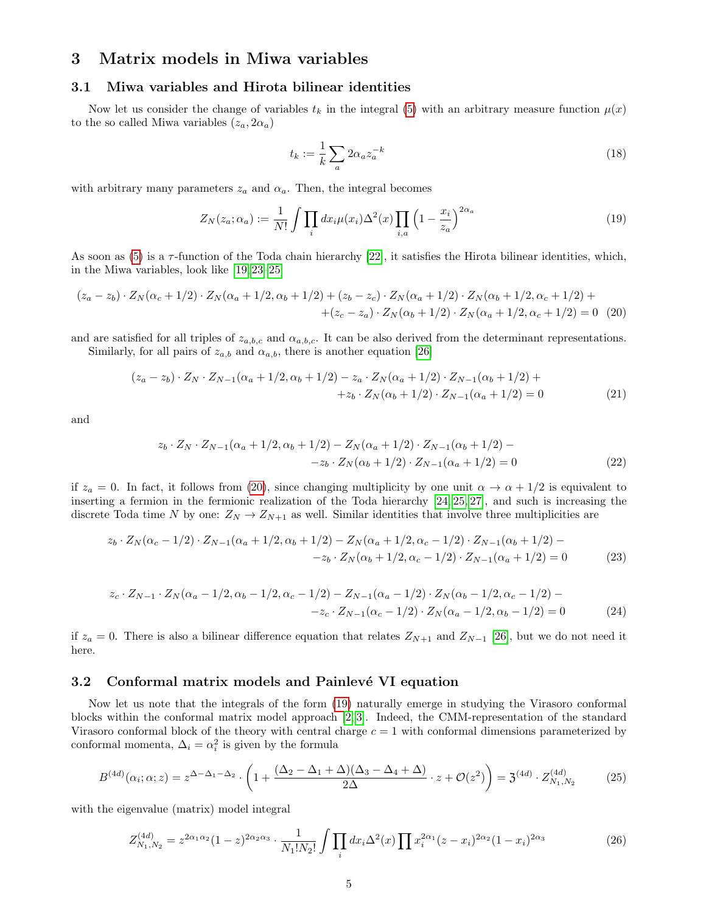## 3 Matrix models in Miwa variables

### 3.1 Miwa variables and Hirota bilinear identities

Now let us consider the change of variables $t_k$ in the integral (5) with an arbitrary measure function $\mu(x)$ to the so called Miwa variables $(z_a, 2\alpha_a)$

$$t_k := \frac{1}{k}\sum_a 2\alpha_a z_a^{-k} \tag{18}$$

with arbitrary many parameters $z_a$ and $\alpha_a$. Then, the integral becomes

$$Z_N(z_a;\alpha_a) := \frac{1}{N!}\int \prod_i dx_i \mu(x_i)\Delta^2(x)\prod_{i,a}\left(1-\frac{x_i}{z_a}\right)^{2\alpha_a} \tag{19}$$

As soon as (5) is a $\tau$-function of the Toda chain hierarchy [22], it satisfies the Hirota bilinear identities, which, in the Miwa variables, look like [19,23–25]

$$\begin{aligned}(z_a-z_b)\cdot Z_N(\alpha_c+1/2)\cdot Z_N(\alpha_a+1/2,\alpha_b+1/2)+(z_b-z_c)\cdot Z_N(\alpha_a+1/2)\cdot Z_N(\alpha_b+1/2,\alpha_c+1/2)+\\ +(z_c-z_a)\cdot Z_N(\alpha_b+1/2)\cdot Z_N(\alpha_a+1/2,\alpha_c+1/2)=0\end{aligned} \tag{20}$$

and are satisfied for all triples of $z_{a,b,c}$ and $\alpha_{a,b,c}$. It can be also derived from the determinant representations.

Similarly, for all pairs of $z_{a,b}$ and $\alpha_{a,b}$, there is another equation [26]

$$\begin{aligned}(z_a-z_b)\cdot Z_N\cdot Z_{N-1}(\alpha_a+1/2,\alpha_b+1/2)-z_a\cdot Z_N(\alpha_a+1/2)\cdot Z_{N-1}(\alpha_b+1/2)+\\ +z_b\cdot Z_N(\alpha_b+1/2)\cdot Z_{N-1}(\alpha_a+1/2)=0\end{aligned} \tag{21}$$

and

$$\begin{aligned}z_b\cdot Z_N\cdot Z_{N-1}(\alpha_a+1/2,\alpha_b+1/2)-Z_N(\alpha_a+1/2)\cdot Z_{N-1}(\alpha_b+1/2)-\\ -z_b\cdot Z_N(\alpha_b+1/2)\cdot Z_{N-1}(\alpha_a+1/2)=0\end{aligned} \tag{22}$$

if $z_a=0$. In fact, it follows from (20), since changing multiplicity by one unit $\alpha\to\alpha+1/2$ is equivalent to inserting a fermion in the fermionic realization of the Toda hierarchy [24,25,27], and such is increasing the discrete Toda time $N$ by one: $Z_N\to Z_{N+1}$ as well. Similar identities that involve three multiplicities are

$$\begin{aligned}z_b\cdot Z_N(\alpha_c-1/2)\cdot Z_{N-1}(\alpha_a+1/2,\alpha_b+1/2)-Z_N(\alpha_a+1/2,\alpha_c-1/2)\cdot Z_{N-1}(\alpha_b+1/2)-\\ -z_b\cdot Z_N(\alpha_b+1/2,\alpha_c-1/2)\cdot Z_{N-1}(\alpha_a+1/2)=0\end{aligned} \tag{23}$$

$$\begin{aligned}z_c\cdot Z_{N-1}\cdot Z_N(\alpha_a-1/2,\alpha_b-1/2,\alpha_c-1/2)-Z_{N-1}(\alpha_a-1/2)\cdot Z_N(\alpha_b-1/2,\alpha_c-1/2)-\\ -z_c\cdot Z_{N-1}(\alpha_c-1/2)\cdot Z_N(\alpha_a-1/2,\alpha_b-1/2)=0\end{aligned} \tag{24}$$

if $z_a=0$. There is also a bilinear difference equation that relates $Z_{N+1}$ and $Z_{N-1}$ [26], but we do not need it here.

### 3.2 Conformal matrix models and Painlevé VI equation

Now let us note that the integrals of the form (19) naturally emerge in studying the Virasoro conformal blocks within the conformal matrix model approach [2,3]. Indeed, the CMM-representation of the standard Virasoro conformal block of the theory with central charge $c=1$ with conformal dimensions parameterized by conformal momenta, $\Delta_i=\alpha_i^2$ is given by the formula

$$B^{(4d)}(\alpha_i;\alpha;z)=z^{\Delta-\Delta_1-\Delta_2}\cdot\left(1+\frac{(\Delta_2-\Delta_1+\Delta)(\Delta_3-\Delta_4+\Delta)}{2\Delta}\cdot z+\mathcal{O}(z^2)\right)=\mathfrak{Z}^{(4d)}\cdot Z^{(4d)}_{N_1,N_2} \tag{25}$$

with the eigenvalue (matrix) model integral

$$Z^{(4d)}_{N_1,N_2}=z^{2\alpha_1\alpha_2}(1-z)^{2\alpha_2\alpha_3}\cdot\frac{1}{N_1!N_2!}\int\prod_i dx_i\Delta^2(x)\prod x_i^{2\alpha_1}(z-x_i)^{2\alpha_2}(1-x_i)^{2\alpha_3} \tag{26}$$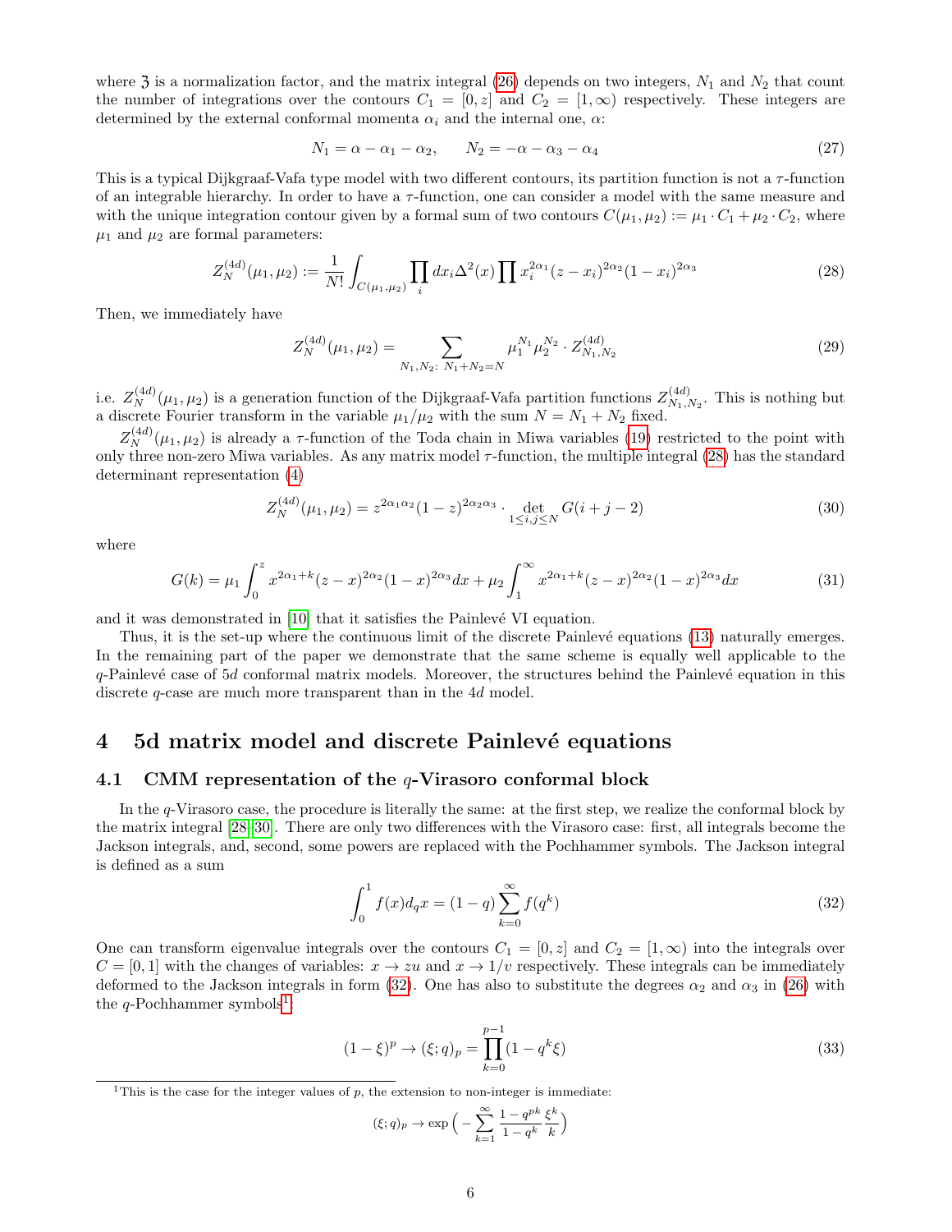where $\mathfrak{Z}$ is a normalization factor, and the matrix integral (26) depends on two integers, $N_1$ and $N_2$ that count the number of integrations over the contours $C_1 = [0, z]$ and $C_2 = [1, \infty)$ respectively. These integers are determined by the external conformal momenta $\alpha_i$ and the internal one, $\alpha$:

$$N_1 = \alpha - \alpha_1 - \alpha_2, \qquad N_2 = -\alpha - \alpha_3 - \alpha_4 \tag{27}$$

This is a typical Dijkgraaf-Vafa type model with two different contours, its partition function is not a $\tau$-function of an integrable hierarchy. In order to have a $\tau$-function, one can consider a model with the same measure and with the unique integration contour given by a formal sum of two contours $C(\mu_1, \mu_2) := \mu_1 \cdot C_1 + \mu_2 \cdot C_2$, where $\mu_1$ and $\mu_2$ are formal parameters:

$$Z_N^{(4d)}(\mu_1, \mu_2) := \frac{1}{N!} \int_{C(\mu_1,\mu_2)} \prod_i dx_i \Delta^2(x) \prod x_i^{2\alpha_1} (z - x_i)^{2\alpha_2} (1 - x_i)^{2\alpha_3} \tag{28}$$

Then, we immediately have

$$Z_N^{(4d)}(\mu_1, \mu_2) = \sum_{N_1, N_2:\ N_1 + N_2 = N} \mu_1^{N_1} \mu_2^{N_2} \cdot Z_{N_1, N_2}^{(4d)} \tag{29}$$

i.e. $Z_N^{(4d)}(\mu_1, \mu_2)$ is a generation function of the Dijkgraaf-Vafa partition functions $Z_{N_1,N_2}^{(4d)}$. This is nothing but a discrete Fourier transform in the variable $\mu_1/\mu_2$ with the sum $N = N_1 + N_2$ fixed.

$Z_N^{(4d)}(\mu_1, \mu_2)$ is already a $\tau$-function of the Toda chain in Miwa variables (19) restricted to the point with only three non-zero Miwa variables. As any matrix model $\tau$-function, the multiple integral (28) has the standard determinant representation (4)

$$Z_N^{(4d)}(\mu_1, \mu_2) = z^{2\alpha_1\alpha_2} (1 - z)^{2\alpha_2\alpha_3} \cdot \det_{1 \le i,j \le N} G(i + j - 2) \tag{30}$$

where

$$G(k) = \mu_1 \int_0^z x^{2\alpha_1 + k} (z - x)^{2\alpha_2} (1 - x)^{2\alpha_3} dx + \mu_2 \int_1^\infty x^{2\alpha_1 + k} (z - x)^{2\alpha_2} (1 - x)^{2\alpha_3} dx \tag{31}$$

and it was demonstrated in [10] that it satisfies the Painlevé VI equation.

Thus, it is the set-up where the continuous limit of the discrete Painlevé equations (13) naturally emerges. In the remaining part of the paper we demonstrate that the same scheme is equally well applicable to the $q$-Painlevé case of $5d$ conformal matrix models. Moreover, the structures behind the Painlevé equation in this discrete $q$-case are much more transparent than in the $4d$ model.

# 4 5d matrix model and discrete Painlevé equations

## 4.1 CMM representation of the $q$-Virasoro conformal block

In the $q$-Virasoro case, the procedure is literally the same: at the first step, we realize the conformal block by the matrix integral [28–30]. There are only two differences with the Virasoro case: first, all integrals become the Jackson integrals, and, second, some powers are replaced with the Pochhammer symbols. The Jackson integral is defined as a sum

$$\int_0^1 f(x) d_q x = (1 - q) \sum_{k=0}^{\infty} f(q^k) \tag{32}$$

One can transform eigenvalue integrals over the contours $C_1 = [0, z]$ and $C_2 = [1, \infty)$ into the integrals over $C = [0, 1]$ with the changes of variables: $x \to zu$ and $x \to 1/v$ respectively. These integrals can be immediately deformed to the Jackson integrals in form (32). One has also to substitute the degrees $\alpha_2$ and $\alpha_3$ in (26) with the $q$-Pochhammer symbols[1]:

$$(1 - \xi)^p \to (\xi; q)_p = \prod_{k=0}^{p-1} (1 - q^k \xi) \tag{33}$$

[1] This is the case for the integer values of $p$, the extension to non-integer is immediate:

$$(\xi; q)_p \to \exp\Big( -\sum_{k=1}^{\infty} \frac{1 - q^{pk}}{1 - q^k} \frac{\xi^k}{k} \Big)$$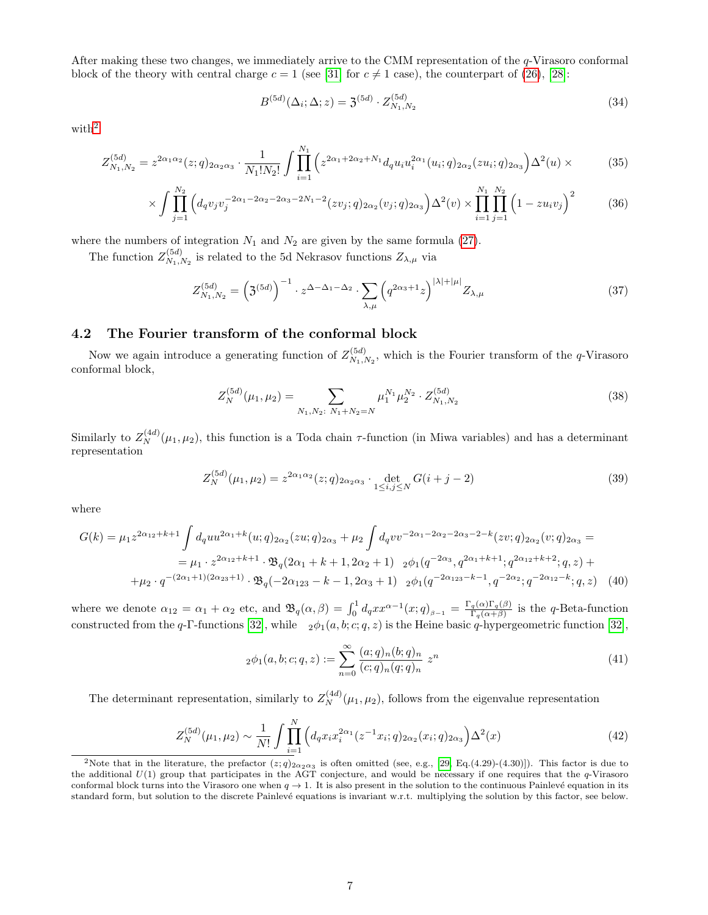After making these two changes, we immediately arrive to the CMM representation of the $q$-Virasoro conformal block of the theory with central charge $c = 1$ (see [31] for $c \neq 1$ case), the counterpart of (26), [28]:

$$B^{(5d)}(\Delta_i; \Delta; z) = \mathfrak{Z}^{(5d)} \cdot Z^{(5d)}_{N_1,N_2} \tag{34}$$

with[2]

$$Z^{(5d)}_{N_1,N_2} = z^{2\alpha_1\alpha_2}(z;q)_{2\alpha_2\alpha_3} \cdot \frac{1}{N_1!N_2!} \int \prod_{i=1}^{N_1} \Big( z^{2\alpha_1+2\alpha_2+N_1} d_q u_i u_i^{2\alpha_1} (u_i;q)_{2\alpha_2} (z u_i;q)_{2\alpha_3} \Big) \Delta^2(u) \times \tag{35}$$

$$\times \int \prod_{j=1}^{N_2} \Big( d_q v_j v_j^{-2\alpha_1-2\alpha_2-2\alpha_3-2N_1-2} (z v_j;q)_{2\alpha_2} (v_j;q)_{2\alpha_3} \Big) \Delta^2(v) \times \prod_{i=1}^{N_1}\prod_{j=1}^{N_2} \Big( 1 - z u_i v_j \Big)^2 \tag{36}$$

where the numbers of integration $N_1$ and $N_2$ are given by the same formula (27).

The function $Z^{(5d)}_{N_1,N_2}$ is related to the 5d Nekrasov functions $Z_{\lambda,\mu}$ via

$$Z^{(5d)}_{N_1,N_2} = \Big(\mathfrak{Z}^{(5d)}\Big)^{-1} \cdot z^{\Delta-\Delta_1-\Delta_2} \cdot \sum_{\lambda,\mu} \Big( q^{2\alpha_3+1} z \Big)^{|\lambda|+|\mu|} Z_{\lambda,\mu} \tag{37}$$

## 4.2 The Fourier transform of the conformal block

Now we again introduce a generating function of $Z^{(5d)}_{N_1,N_2}$, which is the Fourier transform of the $q$-Virasoro conformal block,

$$Z^{(5d)}_N(\mu_1,\mu_2) = \sum_{N_1,N_2:\ N_1+N_2=N} \mu_1^{N_1}\mu_2^{N_2} \cdot Z^{(5d)}_{N_1,N_2} \tag{38}$$

Similarly to $Z^{(4d)}_N(\mu_1,\mu_2)$, this function is a Toda chain $\tau$-function (in Miwa variables) and has a determinant representation

$$Z^{(5d)}_N(\mu_1,\mu_2) = z^{2\alpha_1\alpha_2}(z;q)_{2\alpha_2\alpha_3} \cdot \det_{1\le i,j\le N} G(i+j-2) \tag{39}$$

where

$$\begin{aligned} G(k) &= \mu_1 z^{2\alpha_{12}+k+1} \int d_q u u^{2\alpha_1+k} (u;q)_{2\alpha_2} (zu;q)_{2\alpha_3} + \mu_2 \int d_q v v^{-2\alpha_1-2\alpha_2-2\alpha_3-2-k} (zv;q)_{2\alpha_2} (v;q)_{2\alpha_3} = \\ &= \mu_1 \cdot z^{2\alpha_{12}+k+1} \cdot \mathfrak{B}_q(2\alpha_1+k+1, 2\alpha_2+1) \ \ {}_2\phi_1(q^{-2\alpha_3}, q^{2\alpha_1+k+1}; q^{2\alpha_{12}+k+2}; q, z) + \\ &+ \mu_2 \cdot q^{-(2\alpha_1+1)(2\alpha_{23}+1)} \cdot \mathfrak{B}_q(-2\alpha_{123}-k-1, 2\alpha_3+1) \ \ {}_2\phi_1(q^{-2\alpha_{123}-k-1}, q^{-2\alpha_2}; q^{-2\alpha_{12}-k}; q, z) \end{aligned} \tag{40}$$

where we denote $\alpha_{12} = \alpha_1 + \alpha_2$ etc, and $\mathfrak{B}_q(\alpha,\beta) = \int_0^1 d_q x x^{\alpha-1} (x;q)_{\beta-1} = \frac{\Gamma_q(\alpha)\Gamma_q(\beta)}{\Gamma_q(\alpha+\beta)}$ is the $q$-Beta-function constructed from the $q$-$\Gamma$-functions [32], while ${}_2\phi_1(a,b;c;q,z)$ is the Heine basic $q$-hypergeometric function [32],

$${}_2\phi_1(a,b;c;q,z) := \sum_{n=0}^{\infty} \frac{(a;q)_n (b;q)_n}{(c;q)_n (q;q)_n} \, z^n \tag{41}$$

The determinant representation, similarly to $Z^{(4d)}_N(\mu_1,\mu_2)$, follows from the eigenvalue representation

$$Z^{(5d)}_N(\mu_1,\mu_2) \sim \frac{1}{N!} \int \prod_{i=1}^{N} \Big( d_q x_i x_i^{2\alpha_1} (z^{-1} x_i;q)_{2\alpha_2} (x_i;q)_{2\alpha_3} \Big) \Delta^2(x) \tag{42}$$

---

[2] Note that in the literature, the prefactor $(z;q)_{2\alpha_2\alpha_3}$ is often omitted (see, e.g., [29, Eq.(4.29)-(4.30)]). This factor is due to the additional $U(1)$ group that participates in the AGT conjecture, and would be necessary if one requires that the $q$-Virasoro conformal block turns into the Virasoro one when $q \to 1$. It is also present in the solution to the continuous Painlevé equation in its standard form, but solution to the discrete Painlevé equations is invariant w.r.t. multiplying the solution by this factor, see below.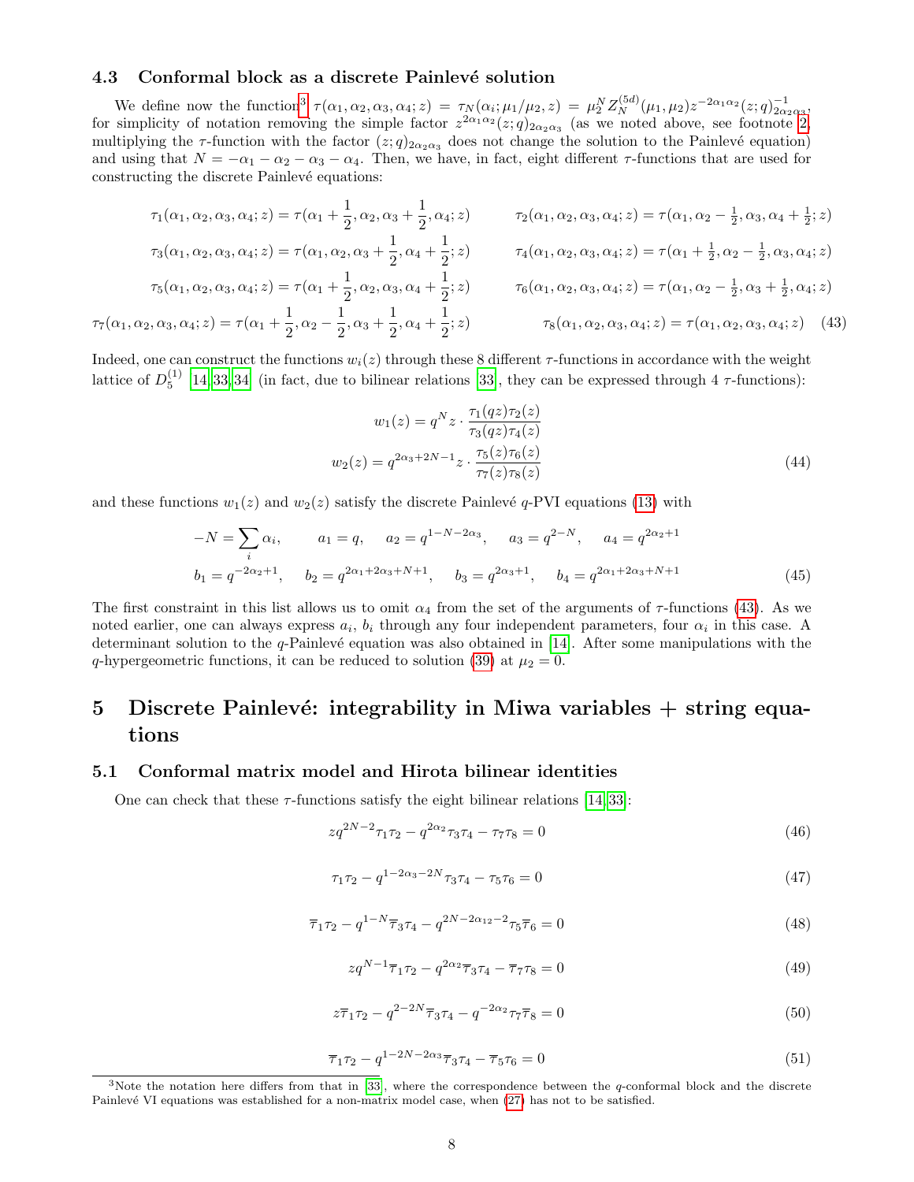### 4.3 Conformal block as a discrete Painlevé solution

We define now the function[3] $\tau(\alpha_1,\alpha_2,\alpha_3,\alpha_4;z) = \tau_N(\alpha_i;\mu_1/\mu_2,z) = \mu_2^N Z_N^{(5d)}(\mu_1,\mu_2) z^{-2\alpha_1\alpha_2}(z;q)^{-1}_{2\alpha_2\alpha_3}$, for simplicity of notation removing the simple factor $z^{2\alpha_1\alpha_2}(z;q)_{2\alpha_2\alpha_3}$ (as we noted above, see footnote 2, multiplying the $\tau$-function with the factor $(z;q)_{2\alpha_2\alpha_3}$ does not change the solution to the Painlevé equation) and using that $N = -\alpha_1-\alpha_2-\alpha_3-\alpha_4$. Then, we have, in fact, eight different $\tau$-functions that are used for constructing the discrete Painlevé equations:

$$
\begin{aligned}
&\tau_1(\alpha_1,\alpha_2,\alpha_3,\alpha_4;z) = \tau(\alpha_1+\tfrac{1}{2},\alpha_2,\alpha_3+\tfrac{1}{2},\alpha_4;z) \qquad &&\tau_2(\alpha_1,\alpha_2,\alpha_3,\alpha_4;z) = \tau(\alpha_1,\alpha_2-\tfrac{1}{2},\alpha_3,\alpha_4+\tfrac{1}{2};z)\\
&\tau_3(\alpha_1,\alpha_2,\alpha_3,\alpha_4;z) = \tau(\alpha_1,\alpha_2,\alpha_3+\tfrac{1}{2},\alpha_4+\tfrac{1}{2};z) \qquad &&\tau_4(\alpha_1,\alpha_2,\alpha_3,\alpha_4;z) = \tau(\alpha_1+\tfrac{1}{2},\alpha_2-\tfrac{1}{2},\alpha_3,\alpha_4;z)\\
&\tau_5(\alpha_1,\alpha_2,\alpha_3,\alpha_4;z) = \tau(\alpha_1+\tfrac{1}{2},\alpha_2,\alpha_3,\alpha_4+\tfrac{1}{2};z) \qquad &&\tau_6(\alpha_1,\alpha_2,\alpha_3,\alpha_4;z) = \tau(\alpha_1,\alpha_2-\tfrac{1}{2},\alpha_3+\tfrac{1}{2},\alpha_4;z)\\
&\tau_7(\alpha_1,\alpha_2,\alpha_3,\alpha_4;z) = \tau(\alpha_1+\tfrac{1}{2},\alpha_2-\tfrac{1}{2},\alpha_3+\tfrac{1}{2},\alpha_4+\tfrac{1}{2};z) \qquad &&\tau_8(\alpha_1,\alpha_2,\alpha_3,\alpha_4;z) = \tau(\alpha_1,\alpha_2,\alpha_3,\alpha_4;z)
\end{aligned}
\tag{43}
$$

Indeed, one can construct the functions $w_i(z)$ through these 8 different $\tau$-functions in accordance with the weight lattice of $D_5^{(1)}$ [14, 33, 34] (in fact, due to bilinear relations [33], they can be expressed through 4 $\tau$-functions):

$$
\begin{aligned}
w_1(z) &= q^N z\cdot\frac{\tau_1(qz)\tau_2(z)}{\tau_3(qz)\tau_4(z)}\\
w_2(z) &= q^{2\alpha_3+2N-1} z\cdot\frac{\tau_5(z)\tau_6(z)}{\tau_7(z)\tau_8(z)}
\end{aligned}
\tag{44}
$$

and these functions $w_1(z)$ and $w_2(z)$ satisfy the discrete Painlevé $q$-PVI equations (13) with

$$
\begin{aligned}
&-N=\sum_i \alpha_i, \qquad a_1 = q, \quad a_2 = q^{1-N-2\alpha_3}, \quad a_3 = q^{2-N}, \quad a_4 = q^{2\alpha_2+1}\\
&b_1 = q^{-2\alpha_2+1}, \quad b_2 = q^{2\alpha_1+2\alpha_3+N+1}, \quad b_3 = q^{2\alpha_3+1}, \quad b_4 = q^{2\alpha_1+2\alpha_3+N+1}
\end{aligned}
\tag{45}
$$

The first constraint in this list allows us to omit $\alpha_4$ from the set of the arguments of $\tau$-functions (43). As we noted earlier, one can always express $a_i$, $b_i$ through any four independent parameters, four $\alpha_i$ in this case. A determinant solution to the $q$-Painlevé equation was also obtained in [14]. After some manipulations with the $q$-hypergeometric functions, it can be reduced to solution (39) at $\mu_2 = 0$.

# 5 Discrete Painlevé: integrability in Miwa variables + string equations

### 5.1 Conformal matrix model and Hirota bilinear identities

One can check that these $\tau$-functions satisfy the eight bilinear relations [14, 33]:

$$zq^{2N-2}\tau_1\tau_2 - q^{2\alpha_2}\tau_3\tau_4 - \tau_7\tau_8 = 0 \tag{46}$$

$$\tau_1\tau_2 - q^{1-2\alpha_3-2N}\tau_3\tau_4 - \tau_5\tau_6 = 0 \tag{47}$$

$$\overline{\tau}_1\tau_2 - q^{1-N}\overline{\tau}_3\tau_4 - q^{2N-2\alpha_{12}-2}\tau_5\overline{\tau}_6 = 0 \tag{48}$$

$$zq^{N-1}\overline{\tau}_1\tau_2 - q^{2\alpha_2}\overline{\tau}_3\tau_4 - \overline{\tau}_7\tau_8 = 0 \tag{49}$$

$$z\overline{\tau}_1\tau_2 - q^{2-2N}\overline{\tau}_3\tau_4 - q^{-2\alpha_2}\tau_7\overline{\tau}_8 = 0 \tag{50}$$

$$\overline{\tau}_1\tau_2 - q^{1-2N-2\alpha_3}\overline{\tau}_3\tau_4 - \overline{\tau}_5\tau_6 = 0 \tag{51}$$

[3] Note the notation here differs from that in [33], where the correspondence between the $q$-conformal block and the discrete Painlevé VI equations was established for a non-matrix model case, when (27) has not to be satisfied.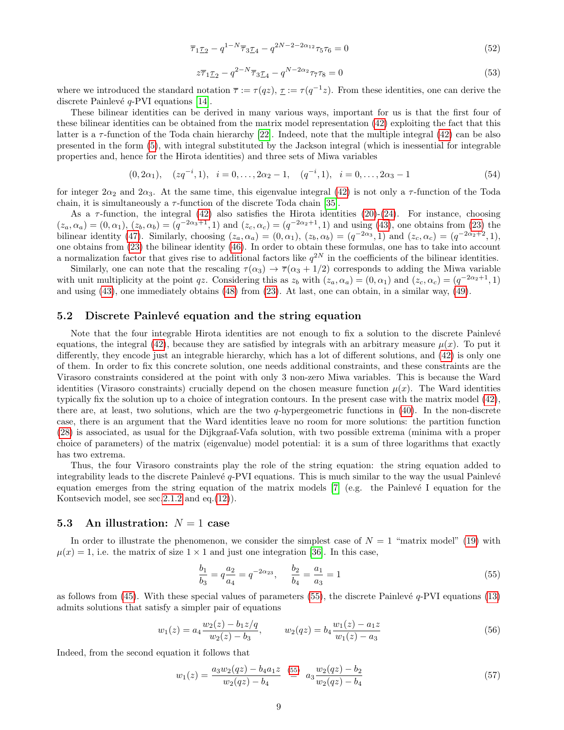$$\overline{\tau}_1\underline{\tau}_2 - q^{1-N}\overline{\tau}_3\underline{\tau}_4 - q^{2N-2-2\alpha_{12}}\tau_5\tau_6 = 0 \tag{52}$$

$$z\overline{\tau}_1\underline{\tau}_2 - q^{2-N}\overline{\tau}_3\underline{\tau}_4 - q^{N-2\alpha_2}\tau_7\tau_8 = 0 \tag{53}$$

where we introduced the standard notation $\overline{\tau} := \tau(qz)$, $\underline{\tau} := \tau(q^{-1}z)$. From these identities, one can derive the discrete Painlevé $q$-PVI equations [14].

These bilinear identities can be derived in many various ways, important for us is that the first four of these bilinear identities can be obtained from the matrix model representation (42) exploiting the fact that this latter is a $\tau$-function of the Toda chain hierarchy [22]. Indeed, note that the multiple integral (42) can be also presented in the form (5), with integral substituted by the Jackson integral (which is inessential for integrable properties and, hence for the Hirota identities) and three sets of Miwa variables

$$(0, 2\alpha_1), \quad (zq^{-i}, 1), \quad i = 0, \ldots, 2\alpha_2 - 1, \quad (q^{-i}, 1), \quad i = 0, \ldots, 2\alpha_3 - 1 \tag{54}$$

for integer $2\alpha_2$ and $2\alpha_3$. At the same time, this eigenvalue integral (42) is not only a $\tau$-function of the Toda chain, it is simultaneously a $\tau$-function of the discrete Toda chain [35].

As a $\tau$-function, the integral (42) also satisfies the Hirota identities (20)-(24). For instance, choosing $(z_a, \alpha_a) = (0, \alpha_1)$, $(z_b, \alpha_b) = (q^{-2\alpha_3+1}, 1)$ and $(z_c, \alpha_c) = (q^{-2\alpha_2+1}, 1)$ and using (43), one obtains from (23) the bilinear identity (47). Similarly, choosing $(z_a, \alpha_a) = (0, \alpha_1)$, $(z_b, \alpha_b) = (q^{-2\alpha_3}, 1)$ and $(z_c, \alpha_c) = (q^{-2\alpha_2+2}, 1)$, one obtains from (23) the bilinear identity (46). In order to obtain these formulas, one has to take into account a normalization factor that gives rise to additional factors like $q^{2N}$ in the coefficients of the bilinear identities.

Similarly, one can note that the rescaling $\tau(\alpha_3) \to \overline{\tau}(\alpha_3 + 1/2)$ corresponds to adding the Miwa variable with unit multiplicity at the point $qz$. Considering this as $z_b$ with $(z_a, \alpha_a) = (0, \alpha_1)$ and $(z_c, \alpha_c) = (q^{-2\alpha_2+1}, 1)$ and using (43), one immediately obtains (48) from (23). At last, one can obtain, in a similar way, (49).

### 5.2 Discrete Painlevé equation and the string equation

Note that the four integrable Hirota identities are not enough to fix a solution to the discrete Painlevé equations, the integral (42), because they are satisfied by integrals with an arbitrary measure $\mu(x)$. To put it differently, they encode just an integrable hierarchy, which has a lot of different solutions, and (42) is only one of them. In order to fix this concrete solution, one needs additional constraints, and these constraints are the Virasoro constraints considered at the point with only 3 non-zero Miwa variables. This is because the Ward identities (Virasoro constraints) crucially depend on the chosen measure function $\mu(x)$. The Ward identities typically fix the solution up to a choice of integration contours. In the present case with the matrix model (42), there are, at least, two solutions, which are the two $q$-hypergeometric functions in (40). In the non-discrete case, there is an argument that the Ward identities leave no room for more solutions: the partition function (28) is associated, as usual for the Dijkgraaf-Vafa solution, with two possible extrema (minima with a proper choice of parameters) of the matrix (eigenvalue) model potential: it is a sum of three logarithms that exactly has two extrema.

Thus, the four Virasoro constraints play the role of the string equation: the string equation added to integrability leads to the discrete Painlevé $q$-PVI equations. This is much similar to the way the usual Painlevé equation emerges from the string equation of the matrix models [7] (e.g. the Painlevé I equation for the Kontsevich model, see sec.2.1.2 and eq.(12)).

### 5.3 An illustration: $N = 1$ case

In order to illustrate the phenomenon, we consider the simplest case of $N = 1$ "matrix model" (19) with $\mu(x) = 1$, i.e. the matrix of size $1 \times 1$ and just one integration [36]. In this case,

$$\frac{b_1}{b_3} = q\frac{a_2}{a_4} = q^{-2\alpha_{23}}, \qquad \frac{b_2}{b_4} = \frac{a_1}{a_3} = 1 \tag{55}$$

as follows from (45). With these special values of parameters (55), the discrete Painlevé $q$-PVI equations (13) admits solutions that satisfy a simpler pair of equations

$$w_1(z) = a_4\frac{w_2(z) - b_1 z/q}{w_2(z) - b_3}, \qquad w_2(qz) = b_4\frac{w_1(z) - a_1 z}{w_1(z) - a_3} \tag{56}$$

Indeed, from the second equation it follows that

$$w_1(z) = \frac{a_3 w_2(qz) - b_4 a_1 z}{w_2(qz) - b_4} \overset{(55)}{=} a_3\frac{w_2(qz) - b_2}{w_2(qz) - b_4} \tag{57}$$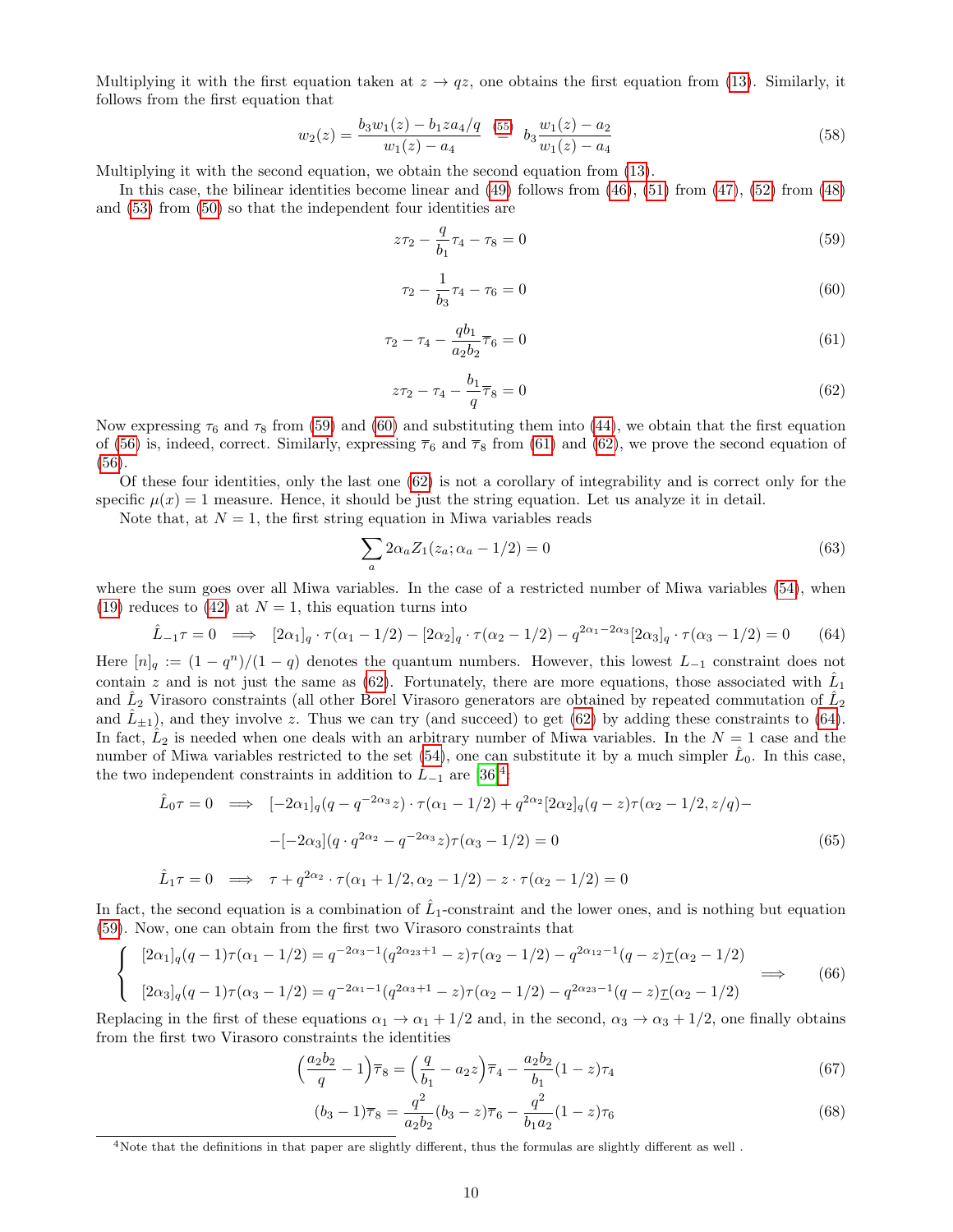Multiplying it with the first equation taken at $z \to qz$, one obtains the first equation from (13). Similarly, it follows from the first equation that

$$w_2(z) = \frac{b_3 w_1(z) - b_1 z a_4/q}{w_1(z) - a_4} \overset{(55)}{=} b_3 \frac{w_1(z) - a_2}{w_1(z) - a_4} \tag{58}$$

Multiplying it with the second equation, we obtain the second equation from (13).

In this case, the bilinear identities become linear and (49) follows from (46), (51) from (47), (52) from (48) and (53) from (50) so that the independent four identities are

$$z\tau_2 - \frac{q}{b_1}\tau_4 - \tau_8 = 0 \tag{59}$$

$$\tau_2 - \frac{1}{b_3}\tau_4 - \tau_6 = 0 \tag{60}$$

$$\tau_2 - \tau_4 - \frac{qb_1}{a_2 b_2}\overline{\tau}_6 = 0 \tag{61}$$

$$z\tau_2 - \tau_4 - \frac{b_1}{q}\overline{\tau}_8 = 0 \tag{62}$$

Now expressing $\tau_6$ and $\tau_8$ from (59) and (60) and substituting them into (44), we obtain that the first equation of (56) is, indeed, correct. Similarly, expressing $\overline{\tau}_6$ and $\overline{\tau}_8$ from (61) and (62), we prove the second equation of (56).

Of these four identities, only the last one (62) is not a corollary of integrability and is correct only for the specific $\mu(x) = 1$ measure. Hence, it should be just the string equation. Let us analyze it in detail.

Note that, at $N = 1$, the first string equation in Miwa variables reads

$$\sum_a 2\alpha_a Z_1(z_a; \alpha_a - 1/2) = 0 \tag{63}$$

where the sum goes over all Miwa variables. In the case of a restricted number of Miwa variables (54), when (19) reduces to (42) at $N = 1$, this equation turns into

$$\hat{L}_{-1}\tau = 0 \implies [2\alpha_1]_q \cdot \tau(\alpha_1 - 1/2) - [2\alpha_2]_q \cdot \tau(\alpha_2 - 1/2) - q^{2\alpha_1 - 2\alpha_3}[2\alpha_3]_q \cdot \tau(\alpha_3 - 1/2) = 0 \tag{64}$$

Here $[n]_q := (1 - q^n)/(1 - q)$ denotes the quantum numbers. However, this lowest $L_{-1}$ constraint does not contain $z$ and is not just the same as (62). Fortunately, there are more equations, those associated with $\hat{L}_1$ and $\hat{L}_2$ Virasoro constraints (all other Borel Virasoro generators are obtained by repeated commutation of $\hat{L}_2$ and $\hat{L}_{\pm 1}$), and they involve $z$. Thus we can try (and succeed) to get (62) by adding these constraints to (64). In fact, $\hat{L}_2$ is needed when one deals with an arbitrary number of Miwa variables. In the $N = 1$ case and the number of Miwa variables restricted to the set (54), one can substitute it by a much simpler $\hat{L}_0$. In this case, the two independent constraints in addition to $\hat{L}_{-1}$ are [36][4]:

$$\begin{aligned}
\hat{L}_0\tau = 0 \implies & [-2\alpha_1]_q(q - q^{-2\alpha_3}z) \cdot \tau(\alpha_1 - 1/2) + q^{2\alpha_2}[2\alpha_2]_q(q - z)\tau(\alpha_2 - 1/2, z/q) - \\
& -[-2\alpha_3](q \cdot q^{2\alpha_2} - q^{-2\alpha_3}z)\tau(\alpha_3 - 1/2) = 0
\end{aligned} \tag{65}$$

$$\hat{L}_1\tau = 0 \implies \tau + q^{2\alpha_2} \cdot \tau(\alpha_1 + 1/2, \alpha_2 - 1/2) - z \cdot \tau(\alpha_2 - 1/2) = 0$$

In fact, the second equation is a combination of $\hat{L}_1$-constraint and the lower ones, and is nothing but equation (59). Now, one can obtain from the first two Virasoro constraints that

$$\left\{ \begin{array}{l} [2\alpha_1]_q(q-1)\tau(\alpha_1 - 1/2) = q^{-2\alpha_3 - 1}(q^{2\alpha_{23}+1} - z)\tau(\alpha_2 - 1/2) - q^{2\alpha_{12}-1}(q - z)\underline{\tau}(\alpha_2 - 1/2) \\[2mm] [2\alpha_3]_q(q-1)\tau(\alpha_3 - 1/2) = q^{-2\alpha_1 - 1}(q^{2\alpha_3+1} - z)\tau(\alpha_2 - 1/2) - q^{2\alpha_{23}-1}(q - z)\underline{\tau}(\alpha_2 - 1/2) \end{array} \right. \implies \tag{66}$$

Replacing in the first of these equations $\alpha_1 \to \alpha_1 + 1/2$ and, in the second, $\alpha_3 \to \alpha_3 + 1/2$, one finally obtains from the first two Virasoro constraints the identities

$$\Big(\frac{a_2 b_2}{q} - 1\Big)\overline{\tau}_8 = \Big(\frac{q}{b_1} - a_2 z\Big)\overline{\tau}_4 - \frac{a_2 b_2}{b_1}(1 - z)\tau_4 \tag{67}$$

$$(b_3 - 1)\overline{\tau}_8 = \frac{q^2}{a_2 b_2}(b_3 - z)\overline{\tau}_6 - \frac{q^2}{b_1 a_2}(1 - z)\tau_6 \tag{68}$$

[4] Note that the definitions in that paper are slightly different, thus the formulas are slightly different as well .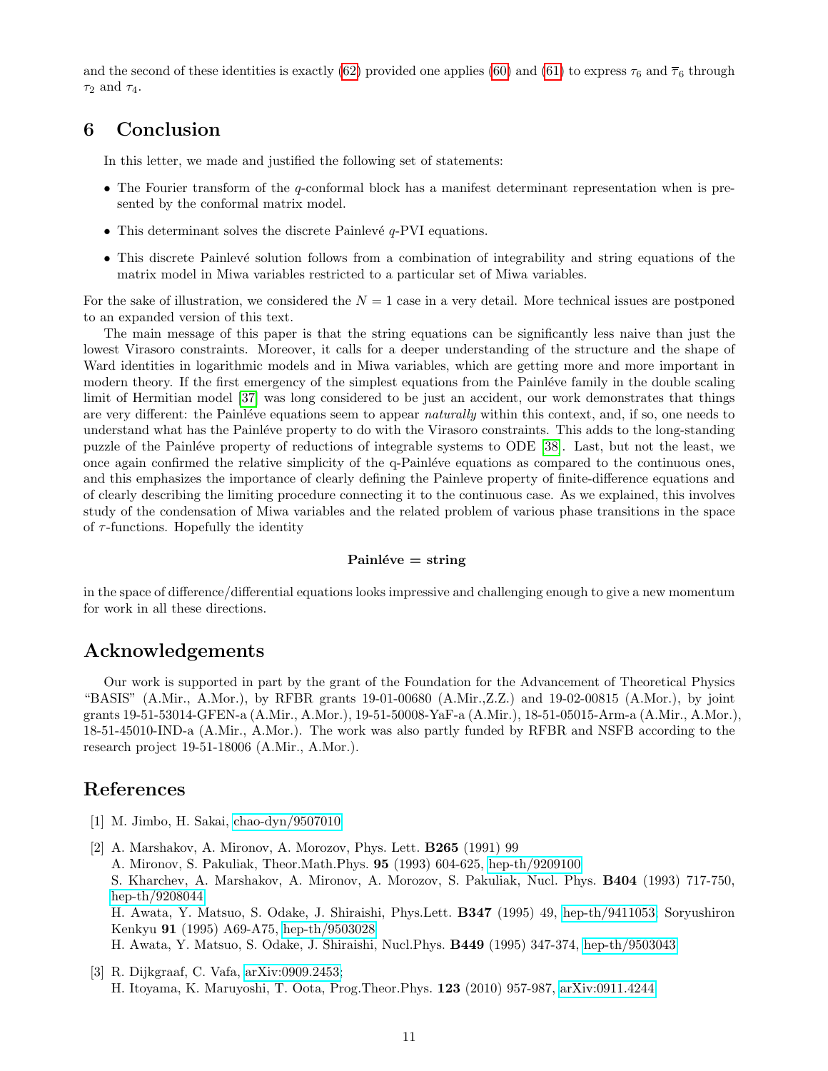and the second of these identities is exactly (62) provided one applies (60) and (61) to express $\tau_6$ and $\overline{\tau}_6$ through $\tau_2$ and $\tau_4$.

## 6 Conclusion

In this letter, we made and justified the following set of statements:

- The Fourier transform of the $q$-conformal block has a manifest determinant representation when is presented by the conformal matrix model.
- This determinant solves the discrete Painlevé $q$-PVI equations.
- This discrete Painlevé solution follows from a combination of integrability and string equations of the matrix model in Miwa variables restricted to a particular set of Miwa variables.

For the sake of illustration, we considered the $N = 1$ case in a very detail. More technical issues are postponed to an expanded version of this text.

The main message of this paper is that the string equations can be significantly less naive than just the lowest Virasoro constraints. Moreover, it calls for a deeper understanding of the structure and the shape of Ward identities in logarithmic models and in Miwa variables, which are getting more and more important in modern theory. If the first emergency of the simplest equations from the Painléve family in the double scaling limit of Hermitian model [37] was long considered to be just an accident, our work demonstrates that things are very different: the Painléve equations seem to appear *naturally* within this context, and, if so, one needs to understand what has the Painléve property to do with the Virasoro constraints. This adds to the long-standing puzzle of the Painléve property of reductions of integrable systems to ODE [38]. Last, but not the least, we once again confirmed the relative simplicity of the q-Painléve equations as compared to the continuous ones, and this emphasizes the importance of clearly defining the Painleve property of finite-difference equations and of clearly describing the limiting procedure connecting it to the continuous case. As we explained, this involves study of the condensation of Miwa variables and the related problem of various phase transitions in the space of $\tau$-functions. Hopefully the identity

$$\textbf{Painléve} = \textbf{string}$$

in the space of difference/differential equations looks impressive and challenging enough to give a new momentum for work in all these directions.

## Acknowledgements

Our work is supported in part by the grant of the Foundation for the Advancement of Theoretical Physics "BASIS" (A.Mir., A.Mor.), by RFBR grants 19-01-00680 (A.Mir.,Z.Z.) and 19-02-00815 (A.Mor.), by joint grants 19-51-53014-GFEN-a (A.Mir., A.Mor.), 19-51-50008-YaF-a (A.Mir.), 18-51-05015-Arm-a (A.Mir., A.Mor.), 18-51-45010-IND-a (A.Mir., A.Mor.). The work was also partly funded by RFBR and NSFB according to the research project 19-51-18006 (A.Mir., A.Mor.).

## References

[1] M. Jimbo, H. Sakai, chao-dyn/9507010

[2] A. Marshakov, A. Mironov, A. Morozov, Phys. Lett. **B265** (1991) 99
A. Mironov, S. Pakuliak, Theor.Math.Phys. **95** (1993) 604-625, hep-th/9209100
S. Kharchev, A. Marshakov, A. Mironov, A. Morozov, S. Pakuliak, Nucl. Phys. **B404** (1993) 717-750, hep-th/9208044
H. Awata, Y. Matsuo, S. Odake, J. Shiraishi, Phys.Lett. **B347** (1995) 49, hep-th/9411053; Soryushiron Kenkyu **91** (1995) A69-A75, hep-th/9503028
H. Awata, Y. Matsuo, S. Odake, J. Shiraishi, Nucl.Phys. **B449** (1995) 347-374, hep-th/9503043

[3] R. Dijkgraaf, C. Vafa, arXiv:0909.2453;
H. Itoyama, K. Maruyoshi, T. Oota, Prog.Theor.Phys. **123** (2010) 957-987, arXiv:0911.4244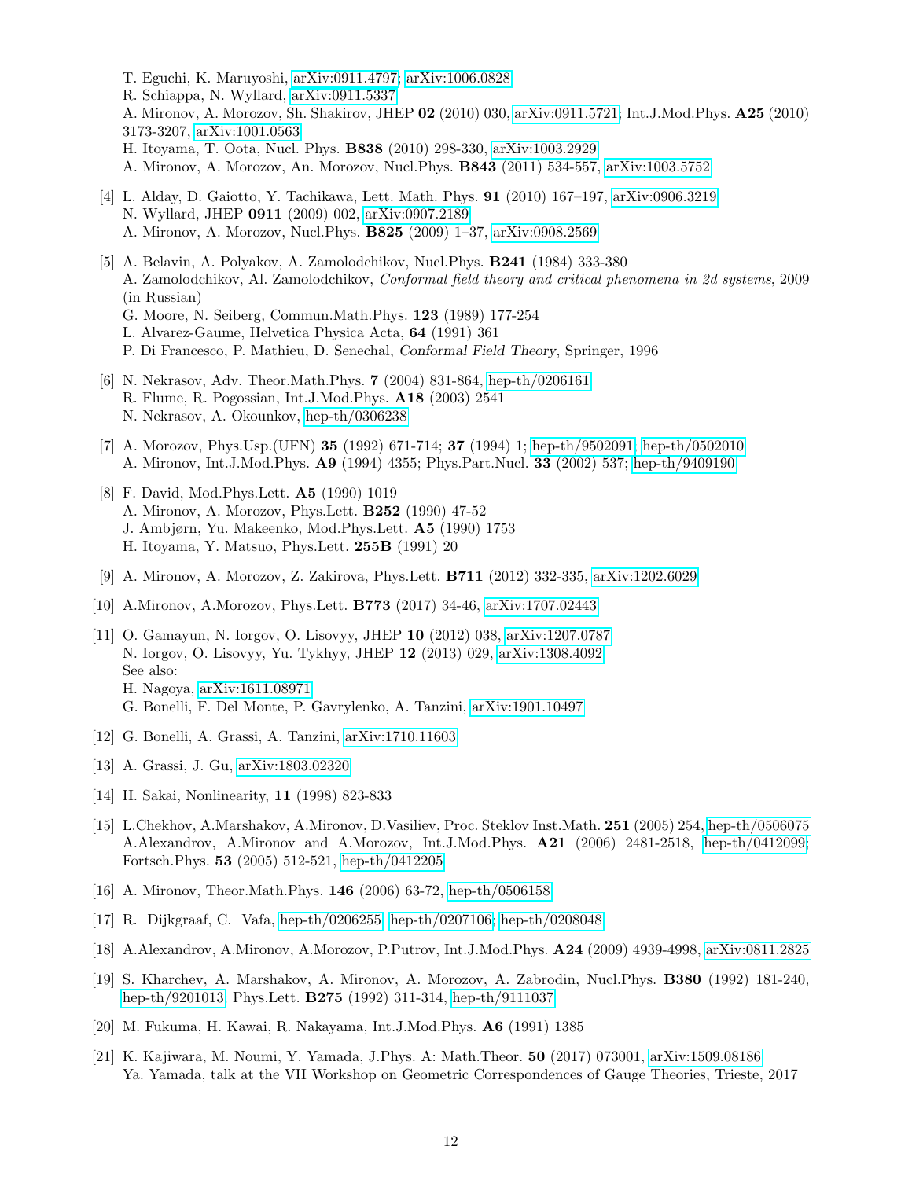T. Eguchi, K. Maruyoshi, arXiv:0911.4797; arXiv:1006.0828
R. Schiappa, N. Wyllard, arXiv:0911.5337
A. Mironov, A. Morozov, Sh. Shakirov, JHEP **02** (2010) 030, arXiv:0911.5721; Int.J.Mod.Phys. **A25** (2010) 3173-3207, arXiv:1001.0563
H. Itoyama, T. Oota, Nucl. Phys. **B838** (2010) 298-330, arXiv:1003.2929
A. Mironov, A. Morozov, An. Morozov, Nucl.Phys. **B843** (2011) 534-557, arXiv:1003.5752

[4] L. Alday, D. Gaiotto, Y. Tachikawa, Lett. Math. Phys. **91** (2010) 167–197, arXiv:0906.3219
N. Wyllard, JHEP **0911** (2009) 002, arXiv:0907.2189
A. Mironov, A. Morozov, Nucl.Phys. **B825** (2009) 1–37, arXiv:0908.2569

[5] A. Belavin, A. Polyakov, A. Zamolodchikov, Nucl.Phys. **B241** (1984) 333-380
A. Zamolodchikov, Al. Zamolodchikov, *Conformal field theory and critical phenomena in 2d systems*, 2009 (in Russian)
G. Moore, N. Seiberg, Commun.Math.Phys. **123** (1989) 177-254
L. Alvarez-Gaume, Helvetica Physica Acta, **64** (1991) 361
P. Di Francesco, P. Mathieu, D. Senechal, *Conformal Field Theory*, Springer, 1996

[6] N. Nekrasov, Adv. Theor.Math.Phys. **7** (2004) 831-864, hep-th/0206161
R. Flume, R. Pogossian, Int.J.Mod.Phys. **A18** (2003) 2541
N. Nekrasov, A. Okounkov, hep-th/0306238

[7] A. Morozov, Phys.Usp.(UFN) **35** (1992) 671-714; **37** (1994) 1; hep-th/9502091; hep-th/0502010
A. Mironov, Int.J.Mod.Phys. **A9** (1994) 4355; Phys.Part.Nucl. **33** (2002) 537; hep-th/9409190

[8] F. David, Mod.Phys.Lett. **A5** (1990) 1019
A. Mironov, A. Morozov, Phys.Lett. **B252** (1990) 47-52
J. Ambjørn, Yu. Makeenko, Mod.Phys.Lett. **A5** (1990) 1753
H. Itoyama, Y. Matsuo, Phys.Lett. **255B** (1991) 20

[9] A. Mironov, A. Morozov, Z. Zakirova, Phys.Lett. **B711** (2012) 332-335, arXiv:1202.6029

[10] A.Mironov, A.Morozov, Phys.Lett. **B773** (2017) 34-46, arXiv:1707.02443

[11] O. Gamayun, N. Iorgov, O. Lisovyy, JHEP **10** (2012) 038, arXiv:1207.0787
N. Iorgov, O. Lisovyy, Yu. Tykhyy, JHEP **12** (2013) 029, arXiv:1308.4092
See also:
H. Nagoya, arXiv:1611.08971
G. Bonelli, F. Del Monte, P. Gavrylenko, A. Tanzini, arXiv:1901.10497

[12] G. Bonelli, A. Grassi, A. Tanzini, arXiv:1710.11603

[13] A. Grassi, J. Gu, arXiv:1803.02320

[14] H. Sakai, Nonlinearity, **11** (1998) 823-833

[15] L.Chekhov, A.Marshakov, A.Mironov, D.Vasiliev, Proc. Steklov Inst.Math. **251** (2005) 254, hep-th/0506075
A.Alexandrov, A.Mironov and A.Morozov, Int.J.Mod.Phys. **A21** (2006) 2481-2518, hep-th/0412099; Fortsch.Phys. **53** (2005) 512-521, hep-th/0412205

[16] A. Mironov, Theor.Math.Phys. **146** (2006) 63-72, hep-th/0506158

[17] R. Dijkgraaf, C. Vafa, hep-th/0206255; hep-th/0207106; hep-th/0208048

[18] A.Alexandrov, A.Mironov, A.Morozov, P.Putrov, Int.J.Mod.Phys. **A24** (2009) 4939-4998, arXiv:0811.2825

[19] S. Kharchev, A. Marshakov, A. Mironov, A. Morozov, A. Zabrodin, Nucl.Phys. **B380** (1992) 181-240, hep-th/9201013; Phys.Lett. **B275** (1992) 311-314, hep-th/9111037

[20] M. Fukuma, H. Kawai, R. Nakayama, Int.J.Mod.Phys. **A6** (1991) 1385

[21] K. Kajiwara, M. Noumi, Y. Yamada, J.Phys. A: Math.Theor. **50** (2017) 073001, arXiv:1509.08186
Ya. Yamada, talk at the VII Workshop on Geometric Correspondences of Gauge Theories, Trieste, 2017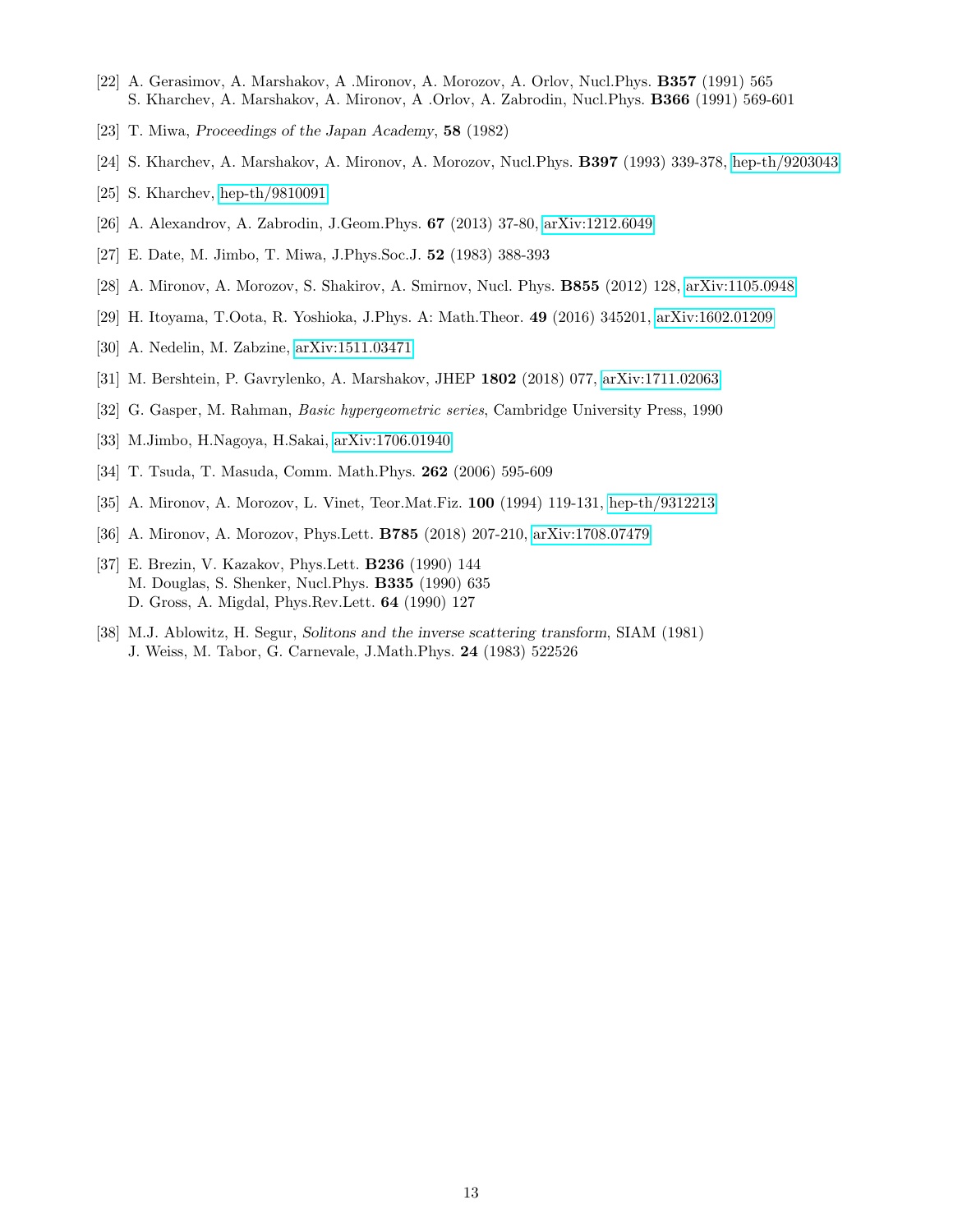[22] A. Gerasimov, A. Marshakov, A .Mironov, A. Morozov, A. Orlov, Nucl.Phys. **B357** (1991) 565
S. Kharchev, A. Marshakov, A. Mironov, A .Orlov, A. Zabrodin, Nucl.Phys. **B366** (1991) 569-601

[23] T. Miwa, *Proceedings of the Japan Academy*, **58** (1982)

[24] S. Kharchev, A. Marshakov, A. Mironov, A. Morozov, Nucl.Phys. **B397** (1993) 339-378, hep-th/9203043

[25] S. Kharchev, hep-th/9810091

[26] A. Alexandrov, A. Zabrodin, J.Geom.Phys. **67** (2013) 37-80, arXiv:1212.6049

[27] E. Date, M. Jimbo, T. Miwa, J.Phys.Soc.J. **52** (1983) 388-393

[28] A. Mironov, A. Morozov, S. Shakirov, A. Smirnov, Nucl. Phys. **B855** (2012) 128, arXiv:1105.0948

[29] H. Itoyama, T.Oota, R. Yoshioka, J.Phys. A: Math.Theor. **49** (2016) 345201, arXiv:1602.01209

[30] A. Nedelin, M. Zabzine, arXiv:1511.03471

[31] M. Bershtein, P. Gavrylenko, A. Marshakov, JHEP **1802** (2018) 077, arXiv:1711.02063

[32] G. Gasper, M. Rahman, *Basic hypergeometric series*, Cambridge University Press, 1990

[33] M.Jimbo, H.Nagoya, H.Sakai, arXiv:1706.01940

[34] T. Tsuda, T. Masuda, Comm. Math.Phys. **262** (2006) 595-609

[35] A. Mironov, A. Morozov, L. Vinet, Teor.Mat.Fiz. **100** (1994) 119-131, hep-th/9312213

[36] A. Mironov, A. Morozov, Phys.Lett. **B785** (2018) 207-210, arXiv:1708.07479

[37] E. Brezin, V. Kazakov, Phys.Lett. **B236** (1990) 144
M. Douglas, S. Shenker, Nucl.Phys. **B335** (1990) 635
D. Gross, A. Migdal, Phys.Rev.Lett. **64** (1990) 127

[38] M.J. Ablowitz, H. Segur, *Solitons and the inverse scattering transform*, SIAM (1981)
J. Weiss, M. Tabor, G. Carnevale, J.Math.Phys. **24** (1983) 522526